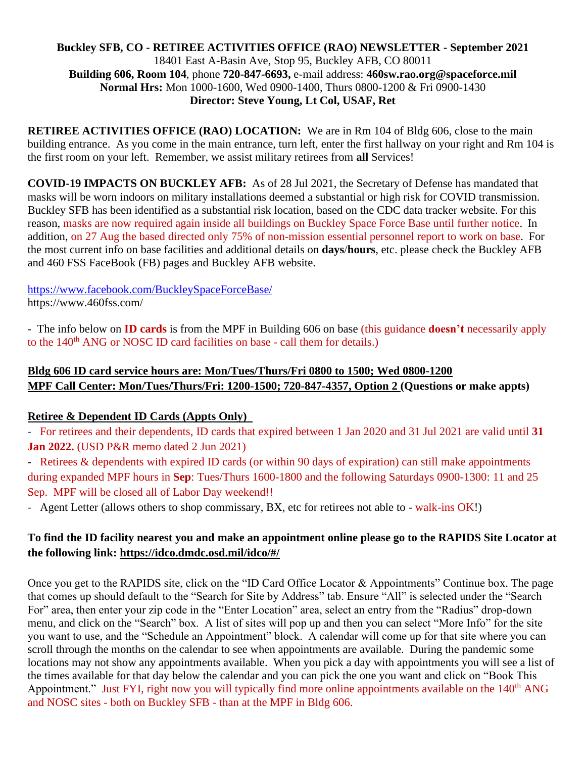**Buckley SFB, CO - RETIREE ACTIVITIES OFFICE (RAO) NEWSLETTER - September 2021**
18401 East A-Basin Ave, Stop 95, Buckley AFB, CO 80011
**Building 606, Room 104**, phone **720-847-6693,** e-mail address: **460sw.rao.org@spaceforce.mil**
**Normal Hrs:** Mon 1000-1600, Wed 0900-1400, Thurs 0800-1200 & Fri 0900-1430
**Director: Steve Young, Lt Col, USAF, Ret**

**RETIREE ACTIVITIES OFFICE (RAO) LOCATION:** We are in Rm 104 of Bldg 606, close to the main building entrance. As you come in the main entrance, turn left, enter the first hallway on your right and Rm 104 is the first room on your left. Remember, we assist military retirees from **all** Services!

**COVID-19 IMPACTS ON BUCKLEY AFB:** As of 28 Jul 2021, the Secretary of Defense has mandated that masks will be worn indoors on military installations deemed a substantial or high risk for COVID transmission. Buckley SFB has been identified as a substantial risk location, based on the CDC data tracker website. For this reason, masks are now required again inside all buildings on Buckley Space Force Base until further notice. In addition, on 27 Aug the based directed only 75% of non-mission essential personnel report to work on base. For the most current info on base facilities and additional details on **days**/**hours**, etc. please check the Buckley AFB and 460 FSS FaceBook (FB) pages and Buckley AFB website.

https://www.facebook.com/BuckleySpaceForceBase/
https://www.460fss.com/

- The info below on **ID cards** is from the MPF in Building 606 on base (this guidance **doesn't** necessarily apply to the 140th ANG or NOSC ID card facilities on base - call them for details.)

**Bldg 606 ID card service hours are: Mon/Tues/Thurs/Fri 0800 to 1500; Wed 0800-1200**
**MPF Call Center: Mon/Tues/Thurs/Fri: 1200-1500; 720-847-4357, Option 2 (Questions or make appts)**

**Retiree & Dependent ID Cards (Appts Only)**

- For retirees and their dependents, ID cards that expired between 1 Jan 2020 and 31 Jul 2021 are valid until **31 Jan 2022.** (USD P&R memo dated 2 Jun 2021)
- Retirees & dependents with expired ID cards (or within 90 days of expiration) can still make appointments during expanded MPF hours in **Sep**: Tues/Thurs 1600-1800 and the following Saturdays 0900-1300: 11 and 25 Sep. MPF will be closed all of Labor Day weekend!!
- Agent Letter (allows others to shop commissary, BX, etc for retirees not able to - walk-ins OK!)

**To find the ID facility nearest you and make an appointment online please go to the RAPIDS Site Locator at the following link: https://idco.dmdc.osd.mil/idco/#/**

Once you get to the RAPIDS site, click on the "ID Card Office Locator & Appointments" Continue box. The page that comes up should default to the "Search for Site by Address" tab. Ensure "All" is selected under the "Search For" area, then enter your zip code in the "Enter Location" area, select an entry from the "Radius" drop-down menu, and click on the "Search" box. A list of sites will pop up and then you can select "More Info" for the site you want to use, and the "Schedule an Appointment" block. A calendar will come up for that site where you can scroll through the months on the calendar to see when appointments are available. During the pandemic some locations may not show any appointments available. When you pick a day with appointments you will see a list of the times available for that day below the calendar and you can pick the one you want and click on "Book This Appointment." Just FYI, right now you will typically find more online appointments available on the 140th ANG and NOSC sites - both on Buckley SFB - than at the MPF in Bldg 606.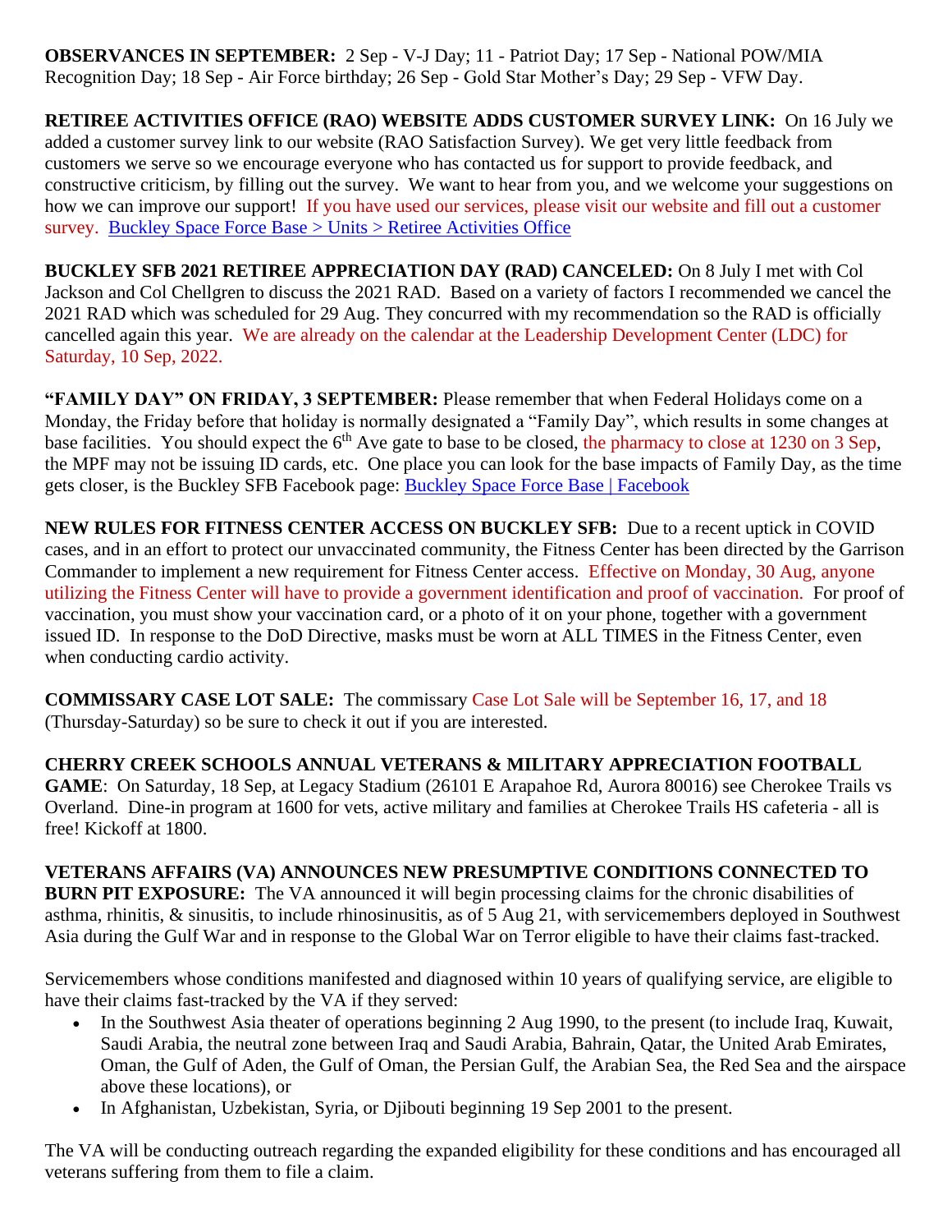**OBSERVANCES IN SEPTEMBER:** 2 Sep - V-J Day; 11 - Patriot Day; 17 Sep - National POW/MIA Recognition Day; 18 Sep - Air Force birthday; 26 Sep - Gold Star Mother's Day; 29 Sep - VFW Day.

**RETIREE ACTIVITIES OFFICE (RAO) WEBSITE ADDS CUSTOMER SURVEY LINK:** On 16 July we added a customer survey link to our website (RAO Satisfaction Survey). We get very little feedback from customers we serve so we encourage everyone who has contacted us for support to provide feedback, and constructive criticism, by filling out the survey. We want to hear from you, and we welcome your suggestions on how we can improve our support! If you have used our services, please visit our website and fill out a customer survey. Buckley Space Force Base > Units > Retiree Activities Office

**BUCKLEY SFB 2021 RETIREE APPRECIATION DAY (RAD) CANCELED:** On 8 July I met with Col Jackson and Col Chellgren to discuss the 2021 RAD. Based on a variety of factors I recommended we cancel the 2021 RAD which was scheduled for 29 Aug. They concurred with my recommendation so the RAD is officially cancelled again this year. We are already on the calendar at the Leadership Development Center (LDC) for Saturday, 10 Sep, 2022.

**"FAMILY DAY" ON FRIDAY, 3 SEPTEMBER:** Please remember that when Federal Holidays come on a Monday, the Friday before that holiday is normally designated a "Family Day", which results in some changes at base facilities. You should expect the 6th Ave gate to base to be closed, the pharmacy to close at 1230 on 3 Sep, the MPF may not be issuing ID cards, etc. One place you can look for the base impacts of Family Day, as the time gets closer, is the Buckley SFB Facebook page: Buckley Space Force Base | Facebook

**NEW RULES FOR FITNESS CENTER ACCESS ON BUCKLEY SFB:** Due to a recent uptick in COVID cases, and in an effort to protect our unvaccinated community, the Fitness Center has been directed by the Garrison Commander to implement a new requirement for Fitness Center access. Effective on Monday, 30 Aug, anyone utilizing the Fitness Center will have to provide a government identification and proof of vaccination. For proof of vaccination, you must show your vaccination card, or a photo of it on your phone, together with a government issued ID. In response to the DoD Directive, masks must be worn at ALL TIMES in the Fitness Center, even when conducting cardio activity.

**COMMISSARY CASE LOT SALE:** The commissary Case Lot Sale will be September 16, 17, and 18 (Thursday-Saturday) so be sure to check it out if you are interested.

**CHERRY CREEK SCHOOLS ANNUAL VETERANS & MILITARY APPRECIATION FOOTBALL GAME**: On Saturday, 18 Sep, at Legacy Stadium (26101 E Arapahoe Rd, Aurora 80016) see Cherokee Trails vs Overland. Dine-in program at 1600 for vets, active military and families at Cherokee Trails HS cafeteria - all is free! Kickoff at 1800.

**VETERANS AFFAIRS (VA) ANNOUNCES NEW PRESUMPTIVE CONDITIONS CONNECTED TO BURN PIT EXPOSURE:** The VA announced it will begin processing claims for the chronic disabilities of asthma, rhinitis, & sinusitis, to include rhinosinusitis, as of 5 Aug 21, with servicemembers deployed in Southwest Asia during the Gulf War and in response to the Global War on Terror eligible to have their claims fast-tracked.

Servicemembers whose conditions manifested and diagnosed within 10 years of qualifying service, are eligible to have their claims fast-tracked by the VA if they served:

- In the Southwest Asia theater of operations beginning 2 Aug 1990, to the present (to include Iraq, Kuwait, Saudi Arabia, the neutral zone between Iraq and Saudi Arabia, Bahrain, Qatar, the United Arab Emirates, Oman, the Gulf of Aden, the Gulf of Oman, the Persian Gulf, the Arabian Sea, the Red Sea and the airspace above these locations), or
- In Afghanistan, Uzbekistan, Syria, or Djibouti beginning 19 Sep 2001 to the present.

The VA will be conducting outreach regarding the expanded eligibility for these conditions and has encouraged all veterans suffering from them to file a claim.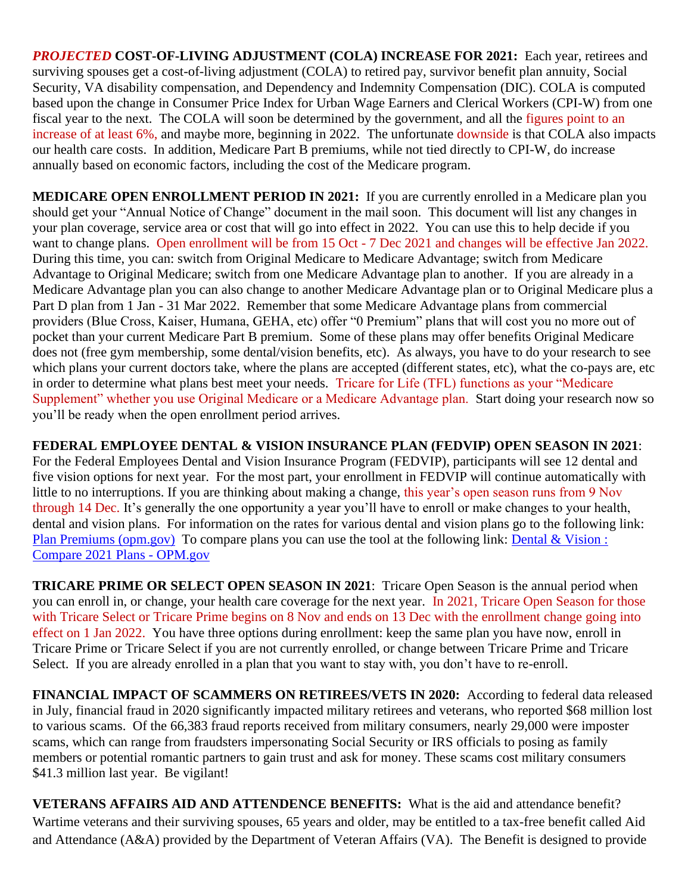***PROJECTED*** **COST-OF-LIVING ADJUSTMENT (COLA) INCREASE FOR 2021:** Each year, retirees and surviving spouses get a cost-of-living adjustment (COLA) to retired pay, survivor benefit plan annuity, Social Security, VA disability compensation, and Dependency and Indemnity Compensation (DIC). COLA is computed based upon the change in Consumer Price Index for Urban Wage Earners and Clerical Workers (CPI-W) from one fiscal year to the next. The COLA will soon be determined by the government, and all the figures point to an increase of at least 6%, and maybe more, beginning in 2022. The unfortunate downside is that COLA also impacts our health care costs. In addition, Medicare Part B premiums, while not tied directly to CPI-W, do increase annually based on economic factors, including the cost of the Medicare program.

**MEDICARE OPEN ENROLLMENT PERIOD IN 2021:** If you are currently enrolled in a Medicare plan you should get your "Annual Notice of Change" document in the mail soon. This document will list any changes in your plan coverage, service area or cost that will go into effect in 2022. You can use this to help decide if you want to change plans. Open enrollment will be from 15 Oct - 7 Dec 2021 and changes will be effective Jan 2022. During this time, you can: switch from Original Medicare to Medicare Advantage; switch from Medicare Advantage to Original Medicare; switch from one Medicare Advantage plan to another. If you are already in a Medicare Advantage plan you can also change to another Medicare Advantage plan or to Original Medicare plus a Part D plan from 1 Jan - 31 Mar 2022. Remember that some Medicare Advantage plans from commercial providers (Blue Cross, Kaiser, Humana, GEHA, etc) offer "0 Premium" plans that will cost you no more out of pocket than your current Medicare Part B premium. Some of these plans may offer benefits Original Medicare does not (free gym membership, some dental/vision benefits, etc). As always, you have to do your research to see which plans your current doctors take, where the plans are accepted (different states, etc), what the co-pays are, etc in order to determine what plans best meet your needs. Tricare for Life (TFL) functions as your "Medicare Supplement" whether you use Original Medicare or a Medicare Advantage plan. Start doing your research now so you'll be ready when the open enrollment period arrives.

**FEDERAL EMPLOYEE DENTAL & VISION INSURANCE PLAN (FEDVIP) OPEN SEASON IN 2021**: For the Federal Employees Dental and Vision Insurance Program (FEDVIP), participants will see 12 dental and five vision options for next year. For the most part, your enrollment in FEDVIP will continue automatically with little to no interruptions. If you are thinking about making a change, this year's open season runs from 9 Nov through 14 Dec. It's generally the one opportunity a year you'll have to enroll or make changes to your health, dental and vision plans. For information on the rates for various dental and vision plans go to the following link: Plan Premiums (opm.gov) To compare plans you can use the tool at the following link: Dental & Vision : Compare 2021 Plans - OPM.gov

**TRICARE PRIME OR SELECT OPEN SEASON IN 2021**: Tricare Open Season is the annual period when you can enroll in, or change, your health care coverage for the next year. In 2021, Tricare Open Season for those with Tricare Select or Tricare Prime begins on 8 Nov and ends on 13 Dec with the enrollment change going into effect on 1 Jan 2022. You have three options during enrollment: keep the same plan you have now, enroll in Tricare Prime or Tricare Select if you are not currently enrolled, or change between Tricare Prime and Tricare Select. If you are already enrolled in a plan that you want to stay with, you don't have to re-enroll.

**FINANCIAL IMPACT OF SCAMMERS ON RETIREES/VETS IN 2020:** According to federal data released in July, financial fraud in 2020 significantly impacted military retirees and veterans, who reported $68 million lost to various scams. Of the 66,383 fraud reports received from military consumers, nearly 29,000 were imposter scams, which can range from fraudsters impersonating Social Security or IRS officials to posing as family members or potential romantic partners to gain trust and ask for money. These scams cost military consumers $41.3 million last year. Be vigilant!

**VETERANS AFFAIRS AID AND ATTENDENCE BENEFITS:** What is the aid and attendance benefit? Wartime veterans and their surviving spouses, 65 years and older, may be entitled to a tax-free benefit called Aid and Attendance (A&A) provided by the Department of Veteran Affairs (VA). The Benefit is designed to provide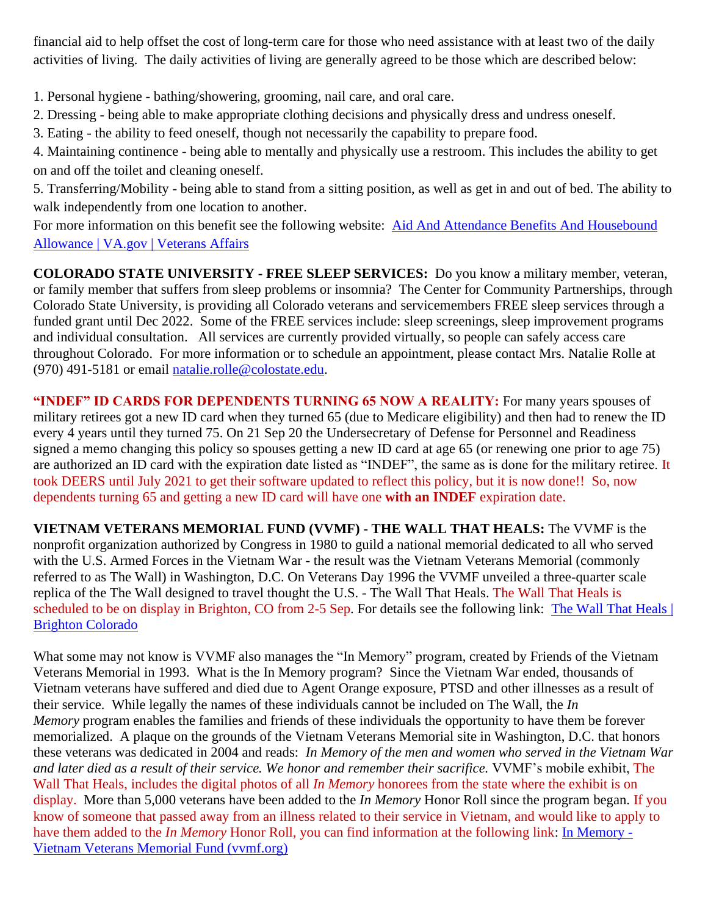financial aid to help offset the cost of long-term care for those who need assistance with at least two of the daily activities of living. The daily activities of living are generally agreed to be those which are described below:

1. Personal hygiene - bathing/showering, grooming, nail care, and oral care.
2. Dressing - being able to make appropriate clothing decisions and physically dress and undress oneself.
3. Eating - the ability to feed oneself, though not necessarily the capability to prepare food.
4. Maintaining continence - being able to mentally and physically use a restroom. This includes the ability to get on and off the toilet and cleaning oneself.
5. Transferring/Mobility - being able to stand from a sitting position, as well as get in and out of bed. The ability to walk independently from one location to another.

For more information on this benefit see the following website: [Aid And Attendance Benefits And Housebound Allowance | VA.gov | Veterans Affairs]()

**COLORADO STATE UNIVERSITY - FREE SLEEP SERVICES:** Do you know a military member, veteran, or family member that suffers from sleep problems or insomnia? The Center for Community Partnerships, through Colorado State University, is providing all Colorado veterans and servicemembers FREE sleep services through a funded grant until Dec 2022. Some of the FREE services include: sleep screenings, sleep improvement programs and individual consultation. All services are currently provided virtually, so people can safely access care throughout Colorado. For more information or to schedule an appointment, please contact Mrs. Natalie Rolle at (970) 491-5181 or email natalie.rolle@colostate.edu.

**"INDEF" ID CARDS FOR DEPENDENTS TURNING 65 NOW A REALITY:** For many years spouses of military retirees got a new ID card when they turned 65 (due to Medicare eligibility) and then had to renew the ID every 4 years until they turned 75. On 21 Sep 20 the Undersecretary of Defense for Personnel and Readiness signed a memo changing this policy so spouses getting a new ID card at age 65 (or renewing one prior to age 75) are authorized an ID card with the expiration date listed as "INDEF", the same as is done for the military retiree. It took DEERS until July 2021 to get their software updated to reflect this policy, but it is now done!! So, now dependents turning 65 and getting a new ID card will have one **with an INDEF** expiration date.

**VIETNAM VETERANS MEMORIAL FUND (VVMF) - THE WALL THAT HEALS:** The VVMF is the nonprofit organization authorized by Congress in 1980 to guild a national memorial dedicated to all who served with the U.S. Armed Forces in the Vietnam War - the result was the Vietnam Veterans Memorial (commonly referred to as The Wall) in Washington, D.C. On Veterans Day 1996 the VVMF unveiled a three-quarter scale replica of the The Wall designed to travel thought the U.S. - The Wall That Heals. The Wall That Heals is scheduled to be on display in Brighton, CO from 2-5 Sep. For details see the following link: [The Wall That Heals | Brighton Colorado]()

What some may not know is VVMF also manages the "In Memory" program, created by Friends of the Vietnam Veterans Memorial in 1993. What is the In Memory program? Since the Vietnam War ended, thousands of Vietnam veterans have suffered and died due to Agent Orange exposure, PTSD and other illnesses as a result of their service. While legally the names of these individuals cannot be included on The Wall, the *In Memory* program enables the families and friends of these individuals the opportunity to have them be forever memorialized. A plaque on the grounds of the Vietnam Veterans Memorial site in Washington, D.C. that honors these veterans was dedicated in 2004 and reads: *In Memory of the men and women who served in the Vietnam War and later died as a result of their service. We honor and remember their sacrifice.* VVMF's mobile exhibit, The Wall That Heals, includes the digital photos of all *In Memory* honorees from the state where the exhibit is on display. More than 5,000 veterans have been added to the *In Memory* Honor Roll since the program began. If you know of someone that passed away from an illness related to their service in Vietnam, and would like to apply to have them added to the *In Memory* Honor Roll, you can find information at the following link: [In Memory - Vietnam Veterans Memorial Fund (vvmf.org)]()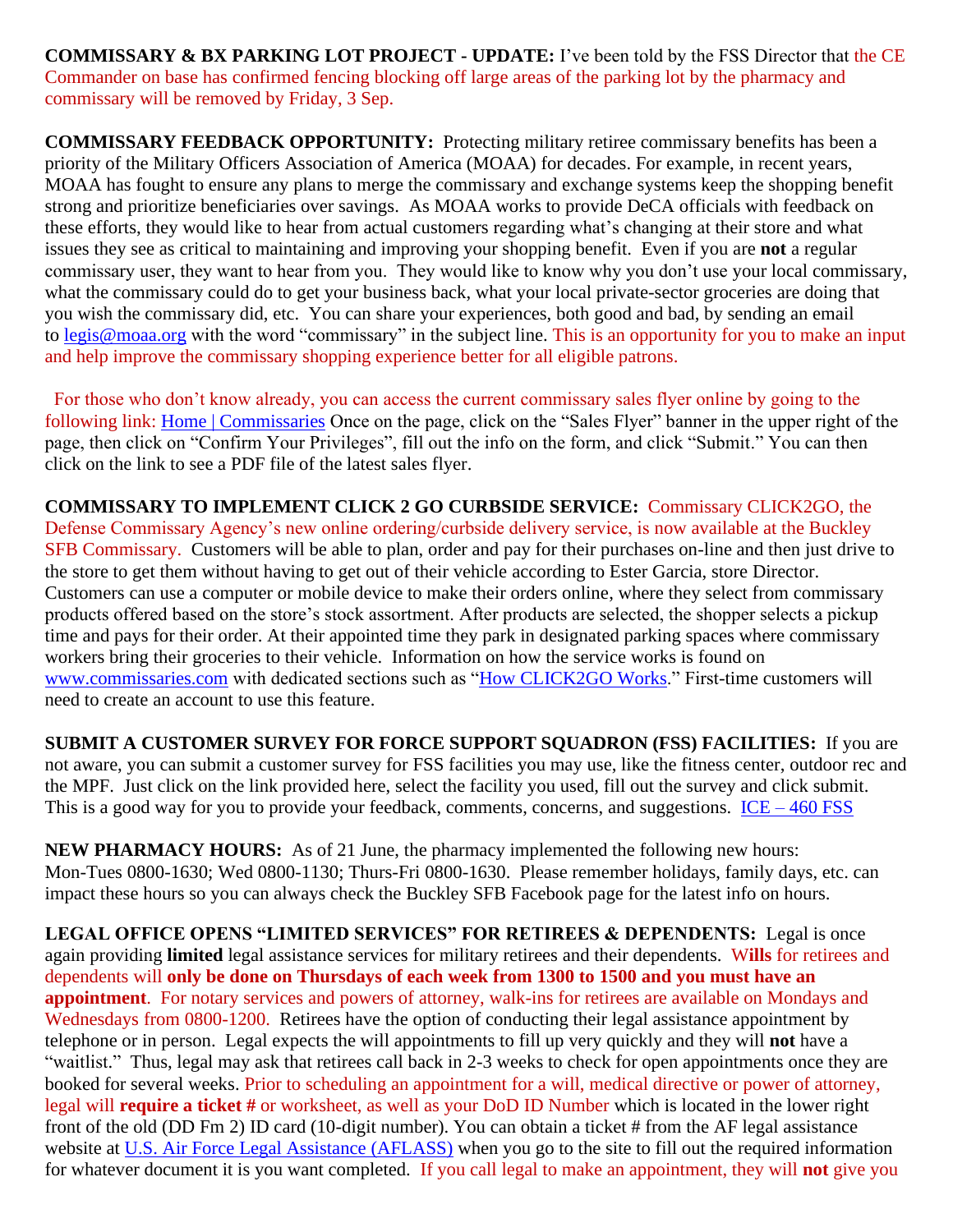**COMMISSARY & BX PARKING LOT PROJECT - UPDATE:** I've been told by the FSS Director that the CE Commander on base has confirmed fencing blocking off large areas of the parking lot by the pharmacy and commissary will be removed by Friday, 3 Sep.

**COMMISSARY FEEDBACK OPPORTUNITY:** Protecting military retiree commissary benefits has been a priority of the Military Officers Association of America (MOAA) for decades. For example, in recent years, MOAA has fought to ensure any plans to merge the commissary and exchange systems keep the shopping benefit strong and prioritize beneficiaries over savings. As MOAA works to provide DeCA officials with feedback on these efforts, they would like to hear from actual customers regarding what's changing at their store and what issues they see as critical to maintaining and improving your shopping benefit. Even if you are **not** a regular commissary user, they want to hear from you. They would like to know why you don't use your local commissary, what the commissary could do to get your business back, what your local private-sector groceries are doing that you wish the commissary did, etc. You can share your experiences, both good and bad, by sending an email to [legis@moaa.org](mailto:legis@moaa.org) with the word "commissary" in the subject line. This is an opportunity for you to make an input and help improve the commissary shopping experience better for all eligible patrons.

For those who don't know already, you can access the current commissary sales flyer online by going to the following link: [Home | Commissaries](#) Once on the page, click on the "Sales Flyer" banner in the upper right of the page, then click on "Confirm Your Privileges", fill out the info on the form, and click "Submit." You can then click on the link to see a PDF file of the latest sales flyer.

**COMMISSARY TO IMPLEMENT CLICK 2 GO CURBSIDE SERVICE:** Commissary CLICK2GO, the Defense Commissary Agency's new online ordering/curbside delivery service, is now available at the Buckley SFB Commissary. Customers will be able to plan, order and pay for their purchases on-line and then just drive to the store to get them without having to get out of their vehicle according to Ester Garcia, store Director. Customers can use a computer or mobile device to make their orders online, where they select from commissary products offered based on the store's stock assortment. After products are selected, the shopper selects a pickup time and pays for their order. At their appointed time they park in designated parking spaces where commissary workers bring their groceries to their vehicle. Information on how the service works is found on [www.commissaries.com](http://www.commissaries.com) with dedicated sections such as "[How CLICK2GO Works](#)." First-time customers will need to create an account to use this feature.

**SUBMIT A CUSTOMER SURVEY FOR FORCE SUPPORT SQUADRON (FSS) FACILITIES:** If you are not aware, you can submit a customer survey for FSS facilities you may use, like the fitness center, outdoor rec and the MPF. Just click on the link provided here, select the facility you used, fill out the survey and click submit. This is a good way for you to provide your feedback, comments, concerns, and suggestions. [ICE – 460 FSS](#)

**NEW PHARMACY HOURS:** As of 21 June, the pharmacy implemented the following new hours: Mon-Tues 0800-1630; Wed 0800-1130; Thurs-Fri 0800-1630. Please remember holidays, family days, etc. can impact these hours so you can always check the Buckley SFB Facebook page for the latest info on hours.

**LEGAL OFFICE OPENS "LIMITED SERVICES" FOR RETIREES & DEPENDENTS:** Legal is once again providing **limited** legal assistance services for military retirees and their dependents. W**ills** for retirees and dependents will **only be done on Thursdays of each week from 1300 to 1500 and you must have an appointment**. For notary services and powers of attorney, walk-ins for retirees are available on Mondays and Wednesdays from 0800-1200. Retirees have the option of conducting their legal assistance appointment by telephone or in person. Legal expects the will appointments to fill up very quickly and they will **not** have a "waitlist." Thus, legal may ask that retirees call back in 2-3 weeks to check for open appointments once they are booked for several weeks. Prior to scheduling an appointment for a will, medical directive or power of attorney, legal will **require a ticket #** or worksheet, as well as your DoD ID Number which is located in the lower right front of the old (DD Fm 2) ID card (10-digit number). You can obtain a ticket # from the AF legal assistance website at [U.S. Air Force Legal Assistance (AFLASS)](#) when you go to the site to fill out the required information for whatever document it is you want completed. If you call legal to make an appointment, they will **not** give you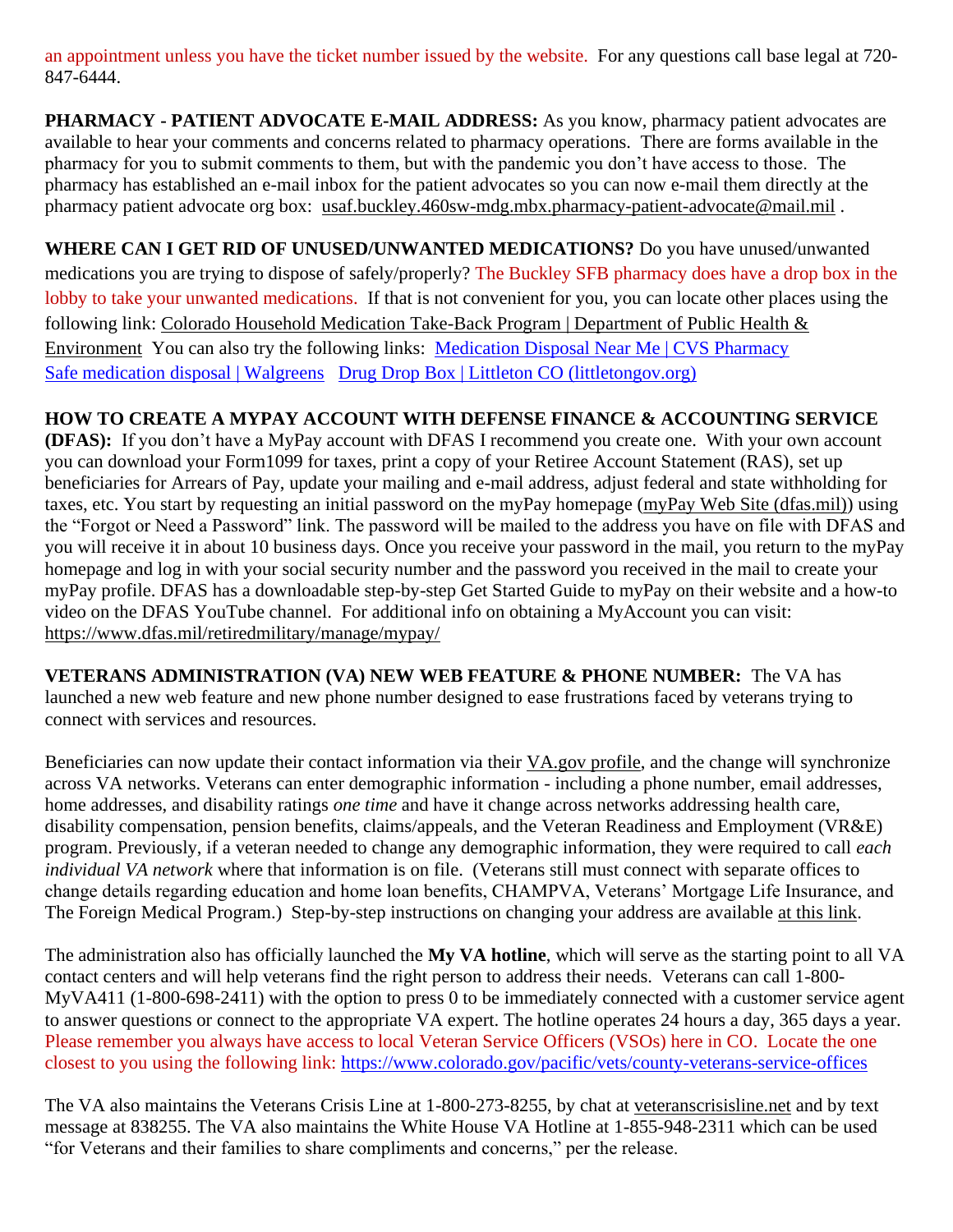an appointment unless you have the ticket number issued by the website. For any questions call base legal at 720-847-6444.

**PHARMACY - PATIENT ADVOCATE E-MAIL ADDRESS:** As you know, pharmacy patient advocates are available to hear your comments and concerns related to pharmacy operations. There are forms available in the pharmacy for you to submit comments to them, but with the pandemic you don't have access to those. The pharmacy has established an e-mail inbox for the patient advocates so you can now e-mail them directly at the pharmacy patient advocate org box: usaf.buckley.460sw-mdg.mbx.pharmacy-patient-advocate@mail.mil .

**WHERE CAN I GET RID OF UNUSED/UNWANTED MEDICATIONS?** Do you have unused/unwanted medications you are trying to dispose of safely/properly? The Buckley SFB pharmacy does have a drop box in the lobby to take your unwanted medications. If that is not convenient for you, you can locate other places using the following link: Colorado Household Medication Take-Back Program | Department of Public Health & Environment You can also try the following links: Medication Disposal Near Me | CVS Pharmacy Safe medication disposal | Walgreens Drug Drop Box | Littleton CO (littletongov.org)

**HOW TO CREATE A MYPAY ACCOUNT WITH DEFENSE FINANCE & ACCOUNTING SERVICE (DFAS):** If you don't have a MyPay account with DFAS I recommend you create one. With your own account you can download your Form1099 for taxes, print a copy of your Retiree Account Statement (RAS), set up beneficiaries for Arrears of Pay, update your mailing and e-mail address, adjust federal and state withholding for taxes, etc. You start by requesting an initial password on the myPay homepage (myPay Web Site (dfas.mil)) using the "Forgot or Need a Password" link. The password will be mailed to the address you have on file with DFAS and you will receive it in about 10 business days. Once you receive your password in the mail, you return to the myPay homepage and log in with your social security number and the password you received in the mail to create your myPay profile. DFAS has a downloadable step-by-step Get Started Guide to myPay on their website and a how-to video on the DFAS YouTube channel. For additional info on obtaining a MyAccount you can visit: https://www.dfas.mil/retiredmilitary/manage/mypay/

**VETERANS ADMINISTRATION (VA) NEW WEB FEATURE & PHONE NUMBER:** The VA has launched a new web feature and new phone number designed to ease frustrations faced by veterans trying to connect with services and resources.

Beneficiaries can now update their contact information via their VA.gov profile, and the change will synchronize across VA networks. Veterans can enter demographic information - including a phone number, email addresses, home addresses, and disability ratings *one time* and have it change across networks addressing health care, disability compensation, pension benefits, claims/appeals, and the Veteran Readiness and Employment (VR&E) program. Previously, if a veteran needed to change any demographic information, they were required to call *each individual VA network* where that information is on file. (Veterans still must connect with separate offices to change details regarding education and home loan benefits, CHAMPVA, Veterans' Mortgage Life Insurance, and The Foreign Medical Program.) Step-by-step instructions on changing your address are available at this link.

The administration also has officially launched the **My VA hotline**, which will serve as the starting point to all VA contact centers and will help veterans find the right person to address their needs. Veterans can call 1-800-MyVA411 (1-800-698-2411) with the option to press 0 to be immediately connected with a customer service agent to answer questions or connect to the appropriate VA expert. The hotline operates 24 hours a day, 365 days a year. Please remember you always have access to local Veteran Service Officers (VSOs) here in CO. Locate the one closest to you using the following link: https://www.colorado.gov/pacific/vets/county-veterans-service-offices

The VA also maintains the Veterans Crisis Line at 1-800-273-8255, by chat at veteranscrisisline.net and by text message at 838255. The VA also maintains the White House VA Hotline at 1-855-948-2311 which can be used "for Veterans and their families to share compliments and concerns," per the release.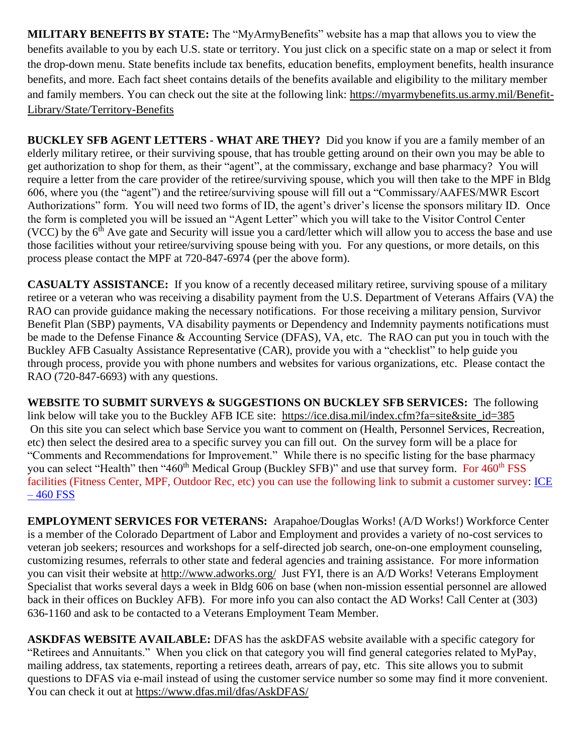**MILITARY BENEFITS BY STATE:** The "MyArmyBenefits" website has a map that allows you to view the benefits available to you by each U.S. state or territory. You just click on a specific state on a map or select it from the drop-down menu. State benefits include tax benefits, education benefits, employment benefits, health insurance benefits, and more. Each fact sheet contains details of the benefits available and eligibility to the military member and family members. You can check out the site at the following link: https://myarmybenefits.us.army.mil/Benefit-Library/State/Territory-Benefits

**BUCKLEY SFB AGENT LETTERS - WHAT ARE THEY?** Did you know if you are a family member of an elderly military retiree, or their surviving spouse, that has trouble getting around on their own you may be able to get authorization to shop for them, as their "agent", at the commissary, exchange and base pharmacy? You will require a letter from the care provider of the retiree/surviving spouse, which you will then take to the MPF in Bldg 606, where you (the "agent") and the retiree/surviving spouse will fill out a "Commissary/AAFES/MWR Escort Authorizations" form. You will need two forms of ID, the agent's driver's license the sponsors military ID. Once the form is completed you will be issued an "Agent Letter" which you will take to the Visitor Control Center (VCC) by the 6th Ave gate and Security will issue you a card/letter which will allow you to access the base and use those facilities without your retiree/surviving spouse being with you. For any questions, or more details, on this process please contact the MPF at 720-847-6974 (per the above form).

**CASUALTY ASSISTANCE:** If you know of a recently deceased military retiree, surviving spouse of a military retiree or a veteran who was receiving a disability payment from the U.S. Department of Veterans Affairs (VA) the RAO can provide guidance making the necessary notifications. For those receiving a military pension, Survivor Benefit Plan (SBP) payments, VA disability payments or Dependency and Indemnity payments notifications must be made to the Defense Finance & Accounting Service (DFAS), VA, etc. The RAO can put you in touch with the Buckley AFB Casualty Assistance Representative (CAR), provide you with a "checklist" to help guide you through process, provide you with phone numbers and websites for various organizations, etc. Please contact the RAO (720-847-6693) with any questions.

**WEBSITE TO SUBMIT SURVEYS & SUGGESTIONS ON BUCKLEY SFB SERVICES:** The following link below will take you to the Buckley AFB ICE site: https://ice.disa.mil/index.cfm?fa=site&site_id=385 On this site you can select which base Service you want to comment on (Health, Personnel Services, Recreation, etc) then select the desired area to a specific survey you can fill out. On the survey form will be a place for "Comments and Recommendations for Improvement." While there is no specific listing for the base pharmacy you can select "Health" then "460th Medical Group (Buckley SFB)" and use that survey form. For 460th FSS facilities (Fitness Center, MPF, Outdoor Rec, etc) you can use the following link to submit a customer survey: ICE – 460 FSS

**EMPLOYMENT SERVICES FOR VETERANS:** Arapahoe/Douglas Works! (A/D Works!) Workforce Center is a member of the Colorado Department of Labor and Employment and provides a variety of no-cost services to veteran job seekers; resources and workshops for a self-directed job search, one-on-one employment counseling, customizing resumes, referrals to other state and federal agencies and training assistance. For more information you can visit their website at http://www.adworks.org/ Just FYI, there is an A/D Works! Veterans Employment Specialist that works several days a week in Bldg 606 on base (when non-mission essential personnel are allowed back in their offices on Buckley AFB). For more info you can also contact the AD Works! Call Center at (303) 636-1160 and ask to be contacted to a Veterans Employment Team Member.

**ASKDFAS WEBSITE AVAILABLE:** DFAS has the askDFAS website available with a specific category for "Retirees and Annuitants." When you click on that category you will find general categories related to MyPay, mailing address, tax statements, reporting a retirees death, arrears of pay, etc. This site allows you to submit questions to DFAS via e-mail instead of using the customer service number so some may find it more convenient. You can check it out at https://www.dfas.mil/dfas/AskDFAS/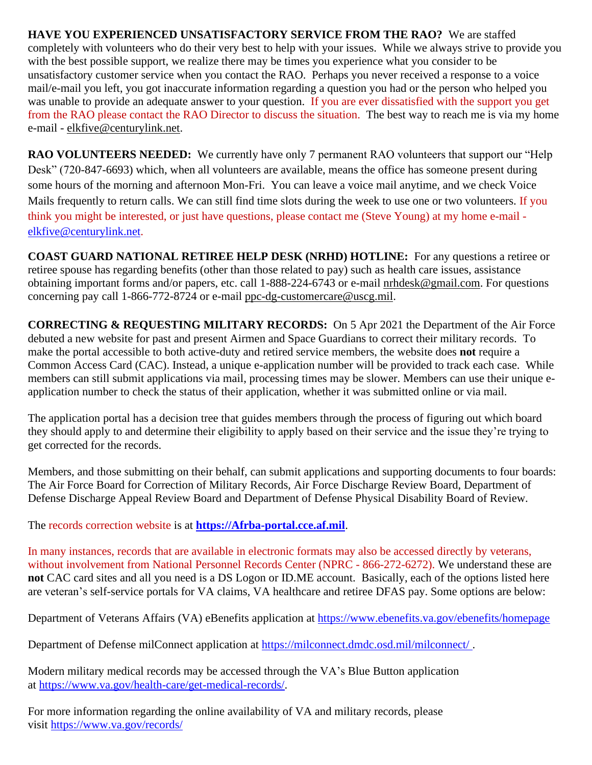**HAVE YOU EXPERIENCED UNSATISFACTORY SERVICE FROM THE RAO?** We are staffed completely with volunteers who do their very best to help with your issues. While we always strive to provide you with the best possible support, we realize there may be times you experience what you consider to be unsatisfactory customer service when you contact the RAO. Perhaps you never received a response to a voice mail/e-mail you left, you got inaccurate information regarding a question you had or the person who helped you was unable to provide an adequate answer to your question. If you are ever dissatisfied with the support you get from the RAO please contact the RAO Director to discuss the situation. The best way to reach me is via my home e-mail - elkfive@centurylink.net.

**RAO VOLUNTEERS NEEDED:** We currently have only 7 permanent RAO volunteers that support our "Help Desk" (720-847-6693) which, when all volunteers are available, means the office has someone present during some hours of the morning and afternoon Mon-Fri. You can leave a voice mail anytime, and we check Voice Mails frequently to return calls. We can still find time slots during the week to use one or two volunteers. If you think you might be interested, or just have questions, please contact me (Steve Young) at my home e-mail - elkfive@centurylink.net.

**COAST GUARD NATIONAL RETIREE HELP DESK (NRHD) HOTLINE:** For any questions a retiree or retiree spouse has regarding benefits (other than those related to pay) such as health care issues, assistance obtaining important forms and/or papers, etc. call 1-888-224-6743 or e-mail nrhdesk@gmail.com. For questions concerning pay call 1-866-772-8724 or e-mail ppc-dg-customercare@uscg.mil.

**CORRECTING & REQUESTING MILITARY RECORDS:** On 5 Apr 2021 the Department of the Air Force debuted a new website for past and present Airmen and Space Guardians to correct their military records. To make the portal accessible to both active-duty and retired service members, the website does **not** require a Common Access Card (CAC). Instead, a unique e-application number will be provided to track each case. While members can still submit applications via mail, processing times may be slower. Members can use their unique e-application number to check the status of their application, whether it was submitted online or via mail.

The application portal has a decision tree that guides members through the process of figuring out which board they should apply to and determine their eligibility to apply based on their service and the issue they're trying to get corrected for the records.

Members, and those submitting on their behalf, can submit applications and supporting documents to four boards: The Air Force Board for Correction of Military Records, Air Force Discharge Review Board, Department of Defense Discharge Appeal Review Board and Department of Defense Physical Disability Board of Review.

The records correction website is at **https://Afrba-portal.cce.af.mil**.

In many instances, records that are available in electronic formats may also be accessed directly by veterans, without involvement from National Personnel Records Center (NPRC - 866-272-6272). We understand these are **not** CAC card sites and all you need is a DS Logon or ID.ME account. Basically, each of the options listed here are veteran's self-service portals for VA claims, VA healthcare and retiree DFAS pay. Some options are below:

Department of Veterans Affairs (VA) eBenefits application at https://www.ebenefits.va.gov/ebenefits/homepage

Department of Defense milConnect application at https://milconnect.dmdc.osd.mil/milconnect/ .

Modern military medical records may be accessed through the VA's Blue Button application at https://www.va.gov/health-care/get-medical-records/.

For more information regarding the online availability of VA and military records, please visit https://www.va.gov/records/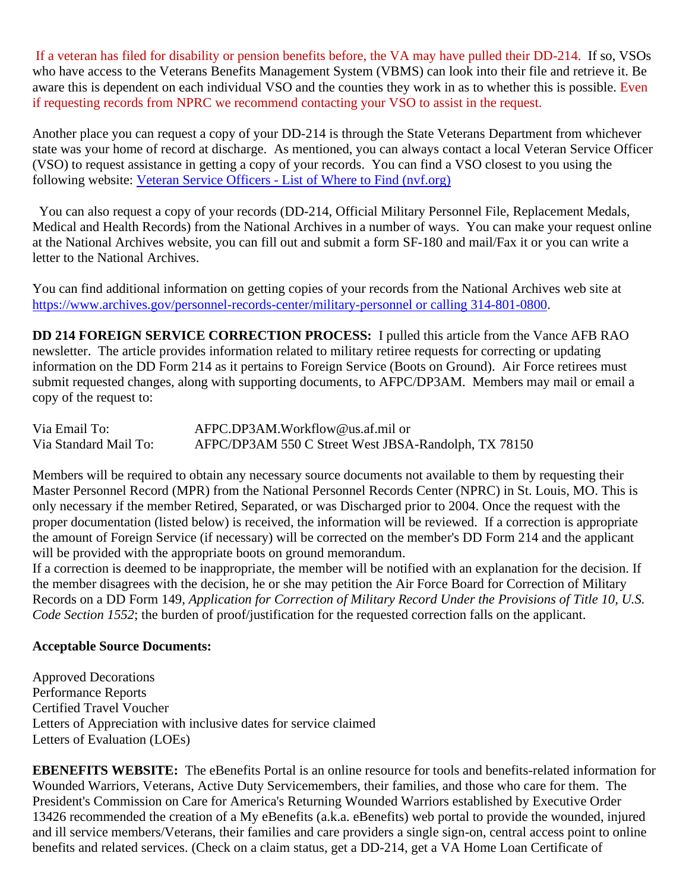If a veteran has filed for disability or pension benefits before, the VA may have pulled their DD-214. If so, VSOs who have access to the Veterans Benefits Management System (VBMS) can look into their file and retrieve it. Be aware this is dependent on each individual VSO and the counties they work in as to whether this is possible. Even if requesting records from NPRC we recommend contacting your VSO to assist in the request.

Another place you can request a copy of your DD-214 is through the State Veterans Department from whichever state was your home of record at discharge. As mentioned, you can always contact a local Veteran Service Officer (VSO) to request assistance in getting a copy of your records. You can find a VSO closest to you using the following website: [Veteran Service Officers - List of Where to Find (nvf.org)]()

You can also request a copy of your records (DD-214, Official Military Personnel File, Replacement Medals, Medical and Health Records) from the National Archives in a number of ways. You can make your request online at the National Archives website, you can fill out and submit a form SF-180 and mail/Fax it or you can write a letter to the National Archives.

You can find additional information on getting copies of your records from the National Archives web site at https://www.archives.gov/personnel-records-center/military-personnel or calling 314-801-0800.

**DD 214 FOREIGN SERVICE CORRECTION PROCESS:** I pulled this article from the Vance AFB RAO newsletter. The article provides information related to military retiree requests for correcting or updating information on the DD Form 214 as it pertains to Foreign Service (Boots on Ground). Air Force retirees must submit requested changes, along with supporting documents, to AFPC/DP3AM. Members may mail or email a copy of the request to:

Via Email To: AFPC.DP3AM.Workflow@us.af.mil or
Via Standard Mail To: AFPC/DP3AM 550 C Street West JBSA-Randolph, TX 78150

Members will be required to obtain any necessary source documents not available to them by requesting their Master Personnel Record (MPR) from the National Personnel Records Center (NPRC) in St. Louis, MO. This is only necessary if the member Retired, Separated, or was Discharged prior to 2004. Once the request with the proper documentation (listed below) is received, the information will be reviewed. If a correction is appropriate the amount of Foreign Service (if necessary) will be corrected on the member's DD Form 214 and the applicant will be provided with the appropriate boots on ground memorandum.
If a correction is deemed to be inappropriate, the member will be notified with an explanation for the decision. If the member disagrees with the decision, he or she may petition the Air Force Board for Correction of Military Records on a DD Form 149, *Application for Correction of Military Record Under the Provisions of Title 10, U.S. Code Section 1552*; the burden of proof/justification for the requested correction falls on the applicant.

**Acceptable Source Documents:**

Approved Decorations
Performance Reports
Certified Travel Voucher
Letters of Appreciation with inclusive dates for service claimed
Letters of Evaluation (LOEs)

**EBENEFITS WEBSITE:** The eBenefits Portal is an online resource for tools and benefits-related information for Wounded Warriors, Veterans, Active Duty Servicemembers, their families, and those who care for them. The President's Commission on Care for America's Returning Wounded Warriors established by Executive Order 13426 recommended the creation of a My eBenefits (a.k.a. eBenefits) web portal to provide the wounded, injured and ill service members/Veterans, their families and care providers a single sign-on, central access point to online benefits and related services. (Check on a claim status, get a DD-214, get a VA Home Loan Certificate of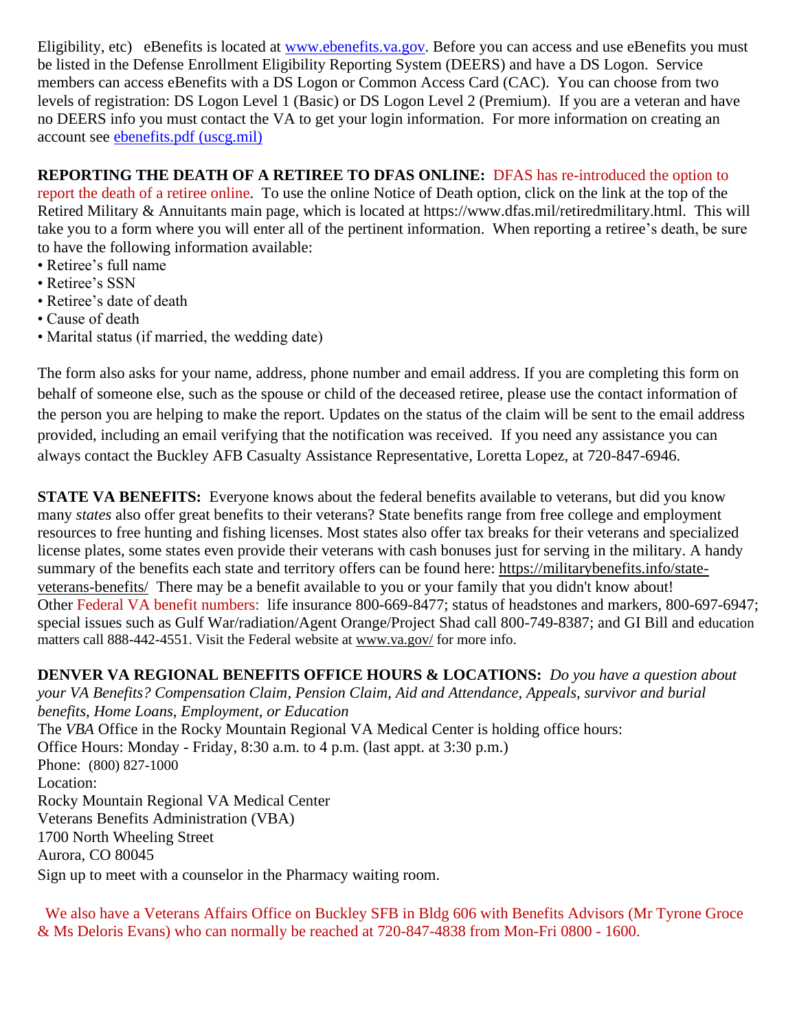Eligibility, etc) eBenefits is located at [www.ebenefits.va.gov](www.ebenefits.va.gov). Before you can access and use eBenefits you must be listed in the Defense Enrollment Eligibility Reporting System (DEERS) and have a DS Logon. Service members can access eBenefits with a DS Logon or Common Access Card (CAC). You can choose from two levels of registration: DS Logon Level 1 (Basic) or DS Logon Level 2 (Premium). If you are a veteran and have no DEERS info you must contact the VA to get your login information. For more information on creating an account see ebenefits.pdf (uscg.mil)

**REPORTING THE DEATH OF A RETIREE TO DFAS ONLINE:** DFAS has re-introduced the option to report the death of a retiree online. To use the online Notice of Death option, click on the link at the top of the Retired Military & Annuitants main page, which is located at https://www.dfas.mil/retiredmilitary.html. This will take you to a form where you will enter all of the pertinent information. When reporting a retiree's death, be sure to have the following information available:

- Retiree's full name
- Retiree's SSN
- Retiree's date of death
- Cause of death
- Marital status (if married, the wedding date)

The form also asks for your name, address, phone number and email address. If you are completing this form on behalf of someone else, such as the spouse or child of the deceased retiree, please use the contact information of the person you are helping to make the report. Updates on the status of the claim will be sent to the email address provided, including an email verifying that the notification was received. If you need any assistance you can always contact the Buckley AFB Casualty Assistance Representative, Loretta Lopez, at 720-847-6946.

**STATE VA BENEFITS:** Everyone knows about the federal benefits available to veterans, but did you know many *states* also offer great benefits to their veterans? State benefits range from free college and employment resources to free hunting and fishing licenses. Most states also offer tax breaks for their veterans and specialized license plates, some states even provide their veterans with cash bonuses just for serving in the military. A handy summary of the benefits each state and territory offers can be found here: https://militarybenefits.info/state-veterans-benefits/ There may be a benefit available to you or your family that you didn't know about! Other Federal VA benefit numbers: life insurance 800-669-8477; status of headstones and markers, 800-697-6947; special issues such as Gulf War/radiation/Agent Orange/Project Shad call 800-749-8387; and GI Bill and education matters call 888-442-4551. Visit the Federal website at www.va.gov/ for more info.

**DENVER VA REGIONAL BENEFITS OFFICE HOURS & LOCATIONS:** *Do you have a question about your VA Benefits? Compensation Claim, Pension Claim, Aid and Attendance, Appeals, survivor and burial benefits, Home Loans, Employment, or Education*

The *VBA* Office in the Rocky Mountain Regional VA Medical Center is holding office hours:
Office Hours: Monday - Friday, 8:30 a.m. to 4 p.m. (last appt. at 3:30 p.m.)
Phone: (800) 827-1000
Location:
Rocky Mountain Regional VA Medical Center
Veterans Benefits Administration (VBA)
1700 North Wheeling Street
Aurora, CO 80045
Sign up to meet with a counselor in the Pharmacy waiting room.

We also have a Veterans Affairs Office on Buckley SFB in Bldg 606 with Benefits Advisors (Mr Tyrone Groce & Ms Deloris Evans) who can normally be reached at 720-847-4838 from Mon-Fri 0800 - 1600.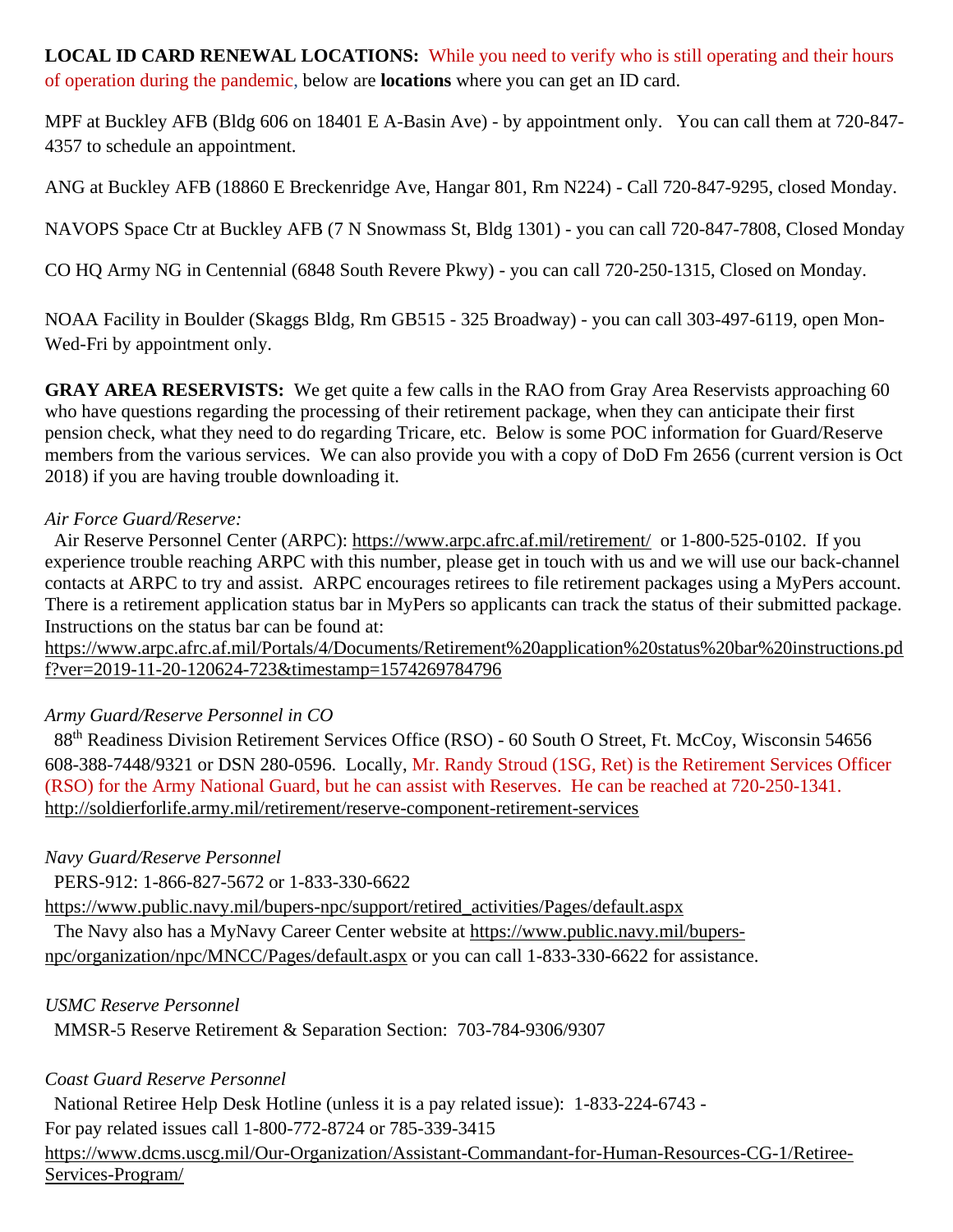**LOCAL ID CARD RENEWAL LOCATIONS:** While you need to verify who is still operating and their hours of operation during the pandemic, below are **locations** where you can get an ID card.

MPF at Buckley AFB (Bldg 606 on 18401 E A-Basin Ave) - by appointment only. You can call them at 720-847-4357 to schedule an appointment.

ANG at Buckley AFB (18860 E Breckenridge Ave, Hangar 801, Rm N224) - Call 720-847-9295, closed Monday.

NAVOPS Space Ctr at Buckley AFB (7 N Snowmass St, Bldg 1301) - you can call 720-847-7808, Closed Monday

CO HQ Army NG in Centennial (6848 South Revere Pkwy) - you can call 720-250-1315, Closed on Monday.

NOAA Facility in Boulder (Skaggs Bldg, Rm GB515 - 325 Broadway) - you can call 303-497-6119, open Mon-Wed-Fri by appointment only.

**GRAY AREA RESERVISTS:** We get quite a few calls in the RAO from Gray Area Reservists approaching 60 who have questions regarding the processing of their retirement package, when they can anticipate their first pension check, what they need to do regarding Tricare, etc. Below is some POC information for Guard/Reserve members from the various services. We can also provide you with a copy of DoD Fm 2656 (current version is Oct 2018) if you are having trouble downloading it.

*Air Force Guard/Reserve:*

Air Reserve Personnel Center (ARPC): https://www.arpc.afrc.af.mil/retirement/ or 1-800-525-0102. If you experience trouble reaching ARPC with this number, please get in touch with us and we will use our back-channel contacts at ARPC to try and assist. ARPC encourages retirees to file retirement packages using a MyPers account. There is a retirement application status bar in MyPers so applicants can track the status of their submitted package. Instructions on the status bar can be found at:
https://www.arpc.afrc.af.mil/Portals/4/Documents/Retirement%20application%20status%20bar%20instructions.pdf?ver=2019-11-20-120624-723&timestamp=1574269784796

*Army Guard/Reserve Personnel in CO*

88th Readiness Division Retirement Services Office (RSO) - 60 South O Street, Ft. McCoy, Wisconsin 54656 608-388-7448/9321 or DSN 280-0596. Locally, Mr. Randy Stroud (1SG, Ret) is the Retirement Services Officer (RSO) for the Army National Guard, but he can assist with Reserves. He can be reached at 720-250-1341.
http://soldierforlife.army.mil/retirement/reserve-component-retirement-services

*Navy Guard/Reserve Personnel*

PERS-912: 1-866-827-5672 or 1-833-330-6622
https://www.public.navy.mil/bupers-npc/support/retired_activities/Pages/default.aspx
The Navy also has a MyNavy Career Center website at https://www.public.navy.mil/bupers-npc/organization/npc/MNCC/Pages/default.aspx or you can call 1-833-330-6622 for assistance.

*USMC Reserve Personnel*

MMSR-5 Reserve Retirement & Separation Section: 703-784-9306/9307

*Coast Guard Reserve Personnel*

National Retiree Help Desk Hotline (unless it is a pay related issue): 1-833-224-6743 -
For pay related issues call 1-800-772-8724 or 785-339-3415
https://www.dcms.uscg.mil/Our-Organization/Assistant-Commandant-for-Human-Resources-CG-1/Retiree-Services-Program/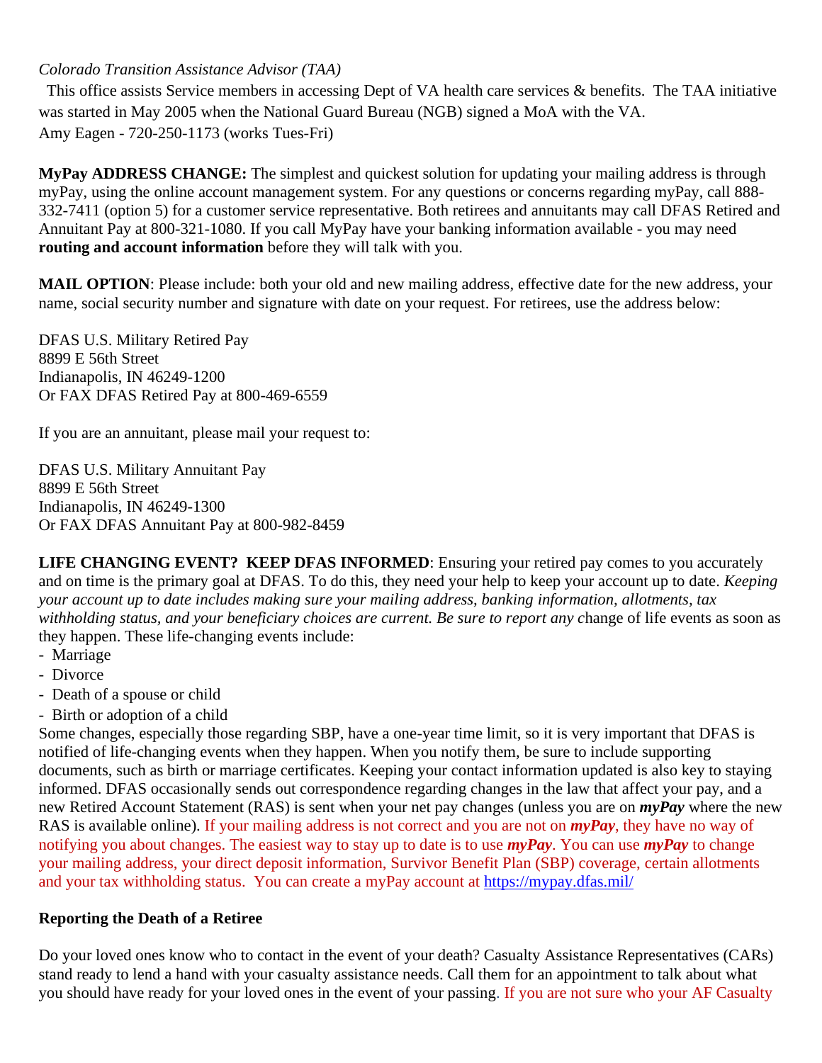*Colorado Transition Assistance Advisor (TAA)*

This office assists Service members in accessing Dept of VA health care services & benefits. The TAA initiative was started in May 2005 when the National Guard Bureau (NGB) signed a MoA with the VA.
Amy Eagen - 720-250-1173 (works Tues-Fri)

**MyPay ADDRESS CHANGE:** The simplest and quickest solution for updating your mailing address is through myPay, using the online account management system. For any questions or concerns regarding myPay, call 888-332-7411 (option 5) for a customer service representative. Both retirees and annuitants may call DFAS Retired and Annuitant Pay at 800-321-1080. If you call MyPay have your banking information available - you may need **routing and account information** before they will talk with you.

**MAIL OPTION**: Please include: both your old and new mailing address, effective date for the new address, your name, social security number and signature with date on your request. For retirees, use the address below:

DFAS U.S. Military Retired Pay
8899 E 56th Street
Indianapolis, IN 46249-1200
Or FAX DFAS Retired Pay at 800-469-6559

If you are an annuitant, please mail your request to:

DFAS U.S. Military Annuitant Pay
8899 E 56th Street
Indianapolis, IN 46249-1300
Or FAX DFAS Annuitant Pay at 800-982-8459

**LIFE CHANGING EVENT? KEEP DFAS INFORMED**: Ensuring your retired pay comes to you accurately and on time is the primary goal at DFAS. To do this, they need your help to keep your account up to date. *Keeping your account up to date includes making sure your mailing address, banking information, allotments, tax withholding status, and your beneficiary choices are current. Be sure to report any c*hange of life events as soon as they happen. These life-changing events include:

- Marriage
- Divorce
- Death of a spouse or child
- Birth or adoption of a child

Some changes, especially those regarding SBP, have a one-year time limit, so it is very important that DFAS is notified of life-changing events when they happen. When you notify them, be sure to include supporting documents, such as birth or marriage certificates. Keeping your contact information updated is also key to staying informed. DFAS occasionally sends out correspondence regarding changes in the law that affect your pay, and a new Retired Account Statement (RAS) is sent when your net pay changes (unless you are on ***myPay*** where the new RAS is available online). If your mailing address is not correct and you are not on ***myPay***, they have no way of notifying you about changes. The easiest way to stay up to date is to use ***myPay***. You can use ***myPay*** to change your mailing address, your direct deposit information, Survivor Benefit Plan (SBP) coverage, certain allotments and your tax withholding status. You can create a myPay account at [https://mypay.dfas.mil/](https://mypay.dfas.mil/)

**Reporting the Death of a Retiree**

Do your loved ones know who to contact in the event of your death? Casualty Assistance Representatives (CARs) stand ready to lend a hand with your casualty assistance needs. Call them for an appointment to talk about what you should have ready for your loved ones in the event of your passing. If you are not sure who your AF Casualty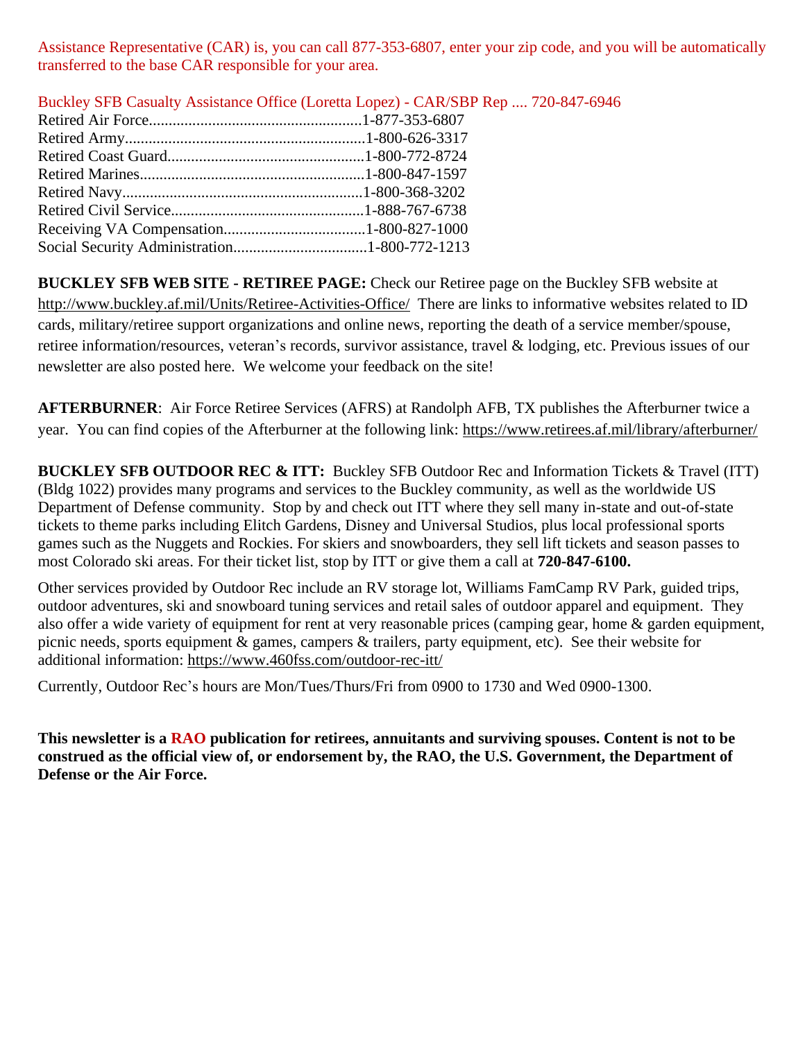Assistance Representative (CAR) is, you can call 877-353-6807, enter your zip code, and you will be automatically transferred to the base CAR responsible for your area.

Buckley SFB Casualty Assistance Office (Loretta Lopez) - CAR/SBP Rep .... 720-847-6946
Retired Air Force......................................................1-877-353-6807
Retired Army.............................................................1-800-626-3317
Retired Coast Guard..................................................1-800-772-8724
Retired Marines.........................................................1-800-847-1597
Retired Navy.............................................................1-800-368-3202
Retired Civil Service.................................................1-888-767-6738
Receiving VA Compensation....................................1-800-827-1000
Social Security Administration..................................1-800-772-1213

**BUCKLEY SFB WEB SITE - RETIREE PAGE:** Check our Retiree page on the Buckley SFB website at http://www.buckley.af.mil/Units/Retiree-Activities-Office/ There are links to informative websites related to ID cards, military/retiree support organizations and online news, reporting the death of a service member/spouse, retiree information/resources, veteran's records, survivor assistance, travel & lodging, etc. Previous issues of our newsletter are also posted here. We welcome your feedback on the site!

**AFTERBURNER**: Air Force Retiree Services (AFRS) at Randolph AFB, TX publishes the Afterburner twice a year. You can find copies of the Afterburner at the following link: https://www.retirees.af.mil/library/afterburner/

**BUCKLEY SFB OUTDOOR REC & ITT:** Buckley SFB Outdoor Rec and Information Tickets & Travel (ITT) (Bldg 1022) provides many programs and services to the Buckley community, as well as the worldwide US Department of Defense community. Stop by and check out ITT where they sell many in-state and out-of-state tickets to theme parks including Elitch Gardens, Disney and Universal Studios, plus local professional sports games such as the Nuggets and Rockies. For skiers and snowboarders, they sell lift tickets and season passes to most Colorado ski areas. For their ticket list, stop by ITT or give them a call at **720-847-6100.**

Other services provided by Outdoor Rec include an RV storage lot, Williams FamCamp RV Park, guided trips, outdoor adventures, ski and snowboard tuning services and retail sales of outdoor apparel and equipment. They also offer a wide variety of equipment for rent at very reasonable prices (camping gear, home & garden equipment, picnic needs, sports equipment & games, campers & trailers, party equipment, etc). See their website for additional information: https://www.460fss.com/outdoor-rec-itt/

Currently, Outdoor Rec's hours are Mon/Tues/Thurs/Fri from 0900 to 1730 and Wed 0900-1300.

**This newsletter is a RAO publication for retirees, annuitants and surviving spouses. Content is not to be construed as the official view of, or endorsement by, the RAO, the U.S. Government, the Department of Defense or the Air Force.**